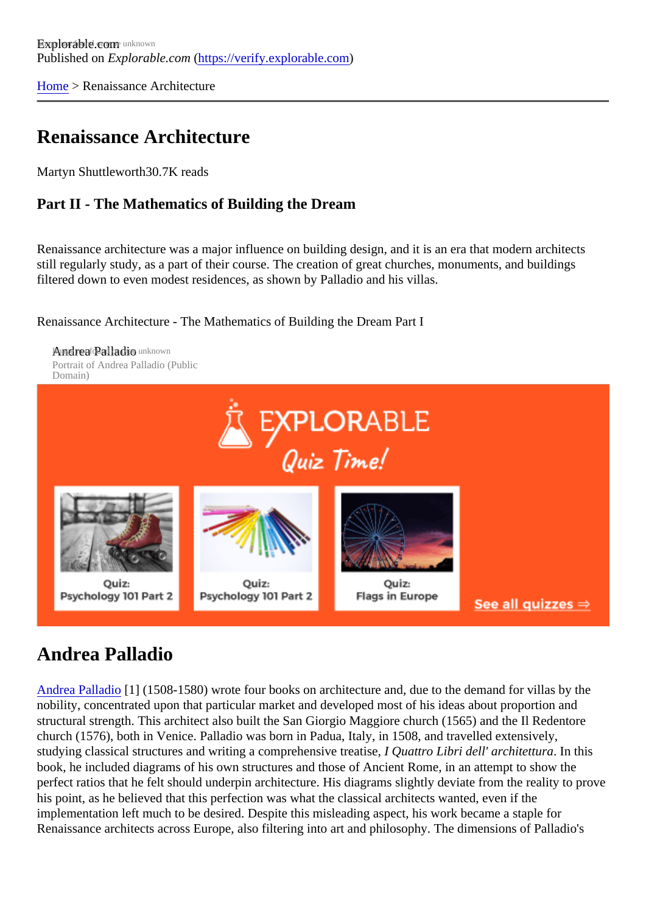Explorable.com
Published on *Explorable.com* (https://verify.explorable.com)

Home > Renaissance Architecture

# Renaissance Architecture

Martyn Shuttleworth30.7K reads

### Part II - The Mathematics of Building the Dream

Renaissance architecture was a major influence on building design, and it is an era that modern architects still regularly study, as a part of their course. The creation of great churches, monuments, and buildings filtered down to even modest residences, as shown by Palladio and his villas.

Renaissance Architecture - The Mathematics of Building the Dream Part I

Andrea Palladio
Portrait of Andrea Palladio (Public Domain)

## Andrea Palladio

Andrea Palladio [1] (1508-1580) wrote four books on architecture and, due to the demand for villas by the nobility, concentrated upon that particular market and developed most of his ideas about proportion and structural strength. This architect also built the San Giorgio Maggiore church (1565) and the Il Redentore church (1576), both in Venice. Palladio was born in Padua, Italy, in 1508, and travelled extensively, studying classical structures and writing a comprehensive treatise, *I Quattro Libri dell' architettura*. In this book, he included diagrams of his own structures and those of Ancient Rome, in an attempt to show the perfect ratios that he felt should underpin architecture. His diagrams slightly deviate from the reality to prove his point, as he believed that this perfection was what the classical architects wanted, even if the implementation left much to be desired. Despite this misleading aspect, his work became a staple for Renaissance architects across Europe, also filtering into art and philosophy. The dimensions of Palladio's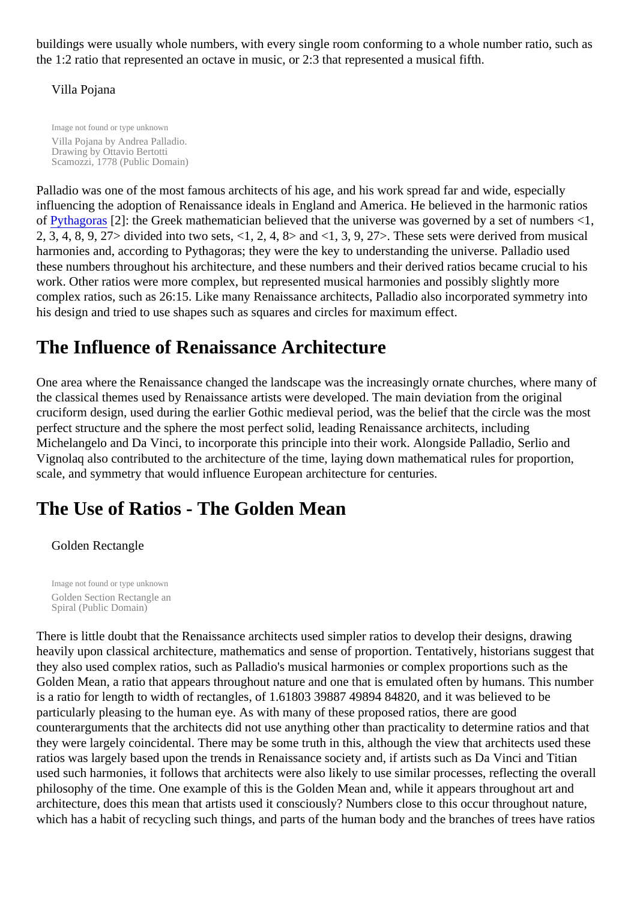buildings were usually whole numbers, with every single room conforming to a whole number ratio, such as the 1:2 ratio that represented an octave in music, or 2:3 that represented a musical fifth.

Villa Pojana

Image not found or type unknown

Villa Pojana by Andrea Palladio. Drawing by Ottavio Bertotti Scamozzi, 1778 (Public Domain)

Palladio was one of the most famous architects of his age, and his work spread far and wide, especially influencing the adoption of Renaissance ideals in England and America. He believed in the harmonic ratios of Pythagoras [2]: the Greek mathematician believed that the universe was governed by a set of numbers <1, 2, 3, 4, 8, 9, 27> divided into two sets, <1, 2, 4, 8> and <1, 3, 9, 27>. These sets were derived from musical harmonies and, according to Pythagoras; they were the key to understanding the universe. Palladio used these numbers throughout his architecture, and these numbers and their derived ratios became crucial to his work. Other ratios were more complex, but represented musical harmonies and possibly slightly more complex ratios, such as 26:15. Like many Renaissance architects, Palladio also incorporated symmetry into his design and tried to use shapes such as squares and circles for maximum effect.

## The Influence of Renaissance Architecture

One area where the Renaissance changed the landscape was the increasingly ornate churches, where many of the classical themes used by Renaissance artists were developed. The main deviation from the original cruciform design, used during the earlier Gothic medieval period, was the belief that the circle was the most perfect structure and the sphere the most perfect solid, leading Renaissance architects, including Michelangelo and Da Vinci, to incorporate this principle into their work. Alongside Palladio, Serlio and Vignolaq also contributed to the architecture of the time, laying down mathematical rules for proportion, scale, and symmetry that would influence European architecture for centuries.

## The Use of Ratios - The Golden Mean

Golden Rectangle

Image not found or type unknown

Golden Section Rectangle an Spiral (Public Domain)

There is little doubt that the Renaissance architects used simpler ratios to develop their designs, drawing heavily upon classical architecture, mathematics and sense of proportion. Tentatively, historians suggest that they also used complex ratios, such as Palladio's musical harmonies or complex proportions such as the Golden Mean, a ratio that appears throughout nature and one that is emulated often by humans. This number is a ratio for length to width of rectangles, of 1.61803 39887 49894 84820, and it was believed to be particularly pleasing to the human eye. As with many of these proposed ratios, there are good counterarguments that the architects did not use anything other than practicality to determine ratios and that they were largely coincidental. There may be some truth in this, although the view that architects used these ratios was largely based upon the trends in Renaissance society and, if artists such as Da Vinci and Titian used such harmonies, it follows that architects were also likely to use similar processes, reflecting the overall philosophy of the time. One example of this is the Golden Mean and, while it appears throughout art and architecture, does this mean that artists used it consciously? Numbers close to this occur throughout nature, which has a habit of recycling such things, and parts of the human body and the branches of trees have ratios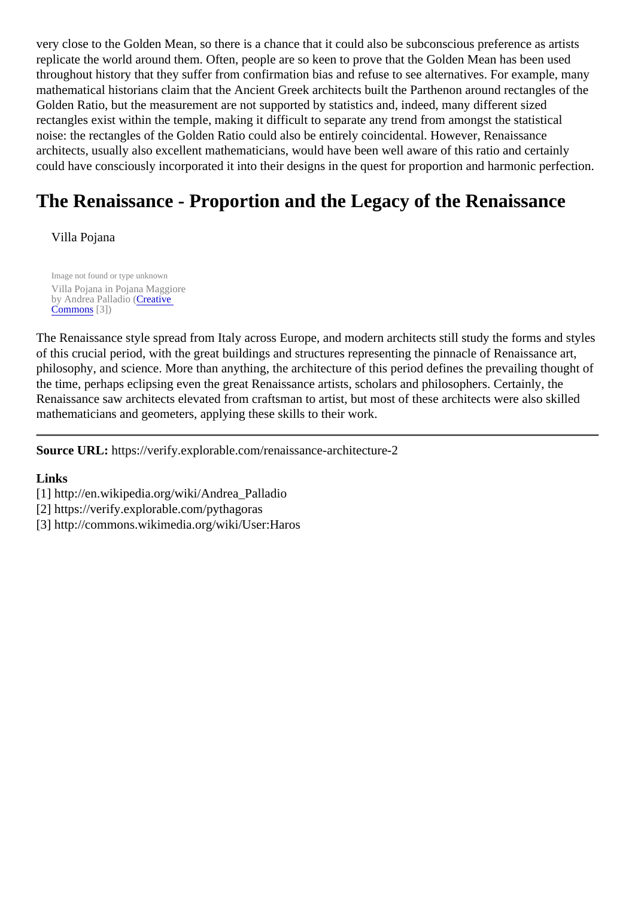very close to the Golden Mean, so there is a chance that it could also be subconscious preference as artists replicate the world around them. Often, people are so keen to prove that the Golden Mean has been used throughout history that they suffer from confirmation bias and refuse to see alternatives. For example, many mathematical historians claim that the Ancient Greek architects built the Parthenon around rectangles of the Golden Ratio, but the measurement are not supported by statistics and, indeed, many different sized rectangles exist within the temple, making it difficult to separate any trend from amongst the statistical noise: the rectangles of the Golden Ratio could also be entirely coincidental. However, Renaissance architects, usually also excellent mathematicians, would have been well aware of this ratio and certainly could have consciously incorporated it into their designs in the quest for proportion and harmonic perfection.

## The Renaissance - Proportion and the Legacy of the Renaissance

Villa Pojana

Image not found or type unknown

Villa Pojana in Pojana Maggiore by Andrea Palladio (Creative Commons [3])

The Renaissance style spread from Italy across Europe, and modern architects still study the forms and styles of this crucial period, with the great buildings and structures representing the pinnacle of Renaissance art, philosophy, and science. More than anything, the architecture of this period defines the prevailing thought of the time, perhaps eclipsing even the great Renaissance artists, scholars and philosophers. Certainly, the Renaissance saw architects elevated from craftsman to artist, but most of these architects were also skilled mathematicians and geometers, applying these skills to their work.

---

**Source URL:** https://verify.explorable.com/renaissance-architecture-2

**Links**
[1] http://en.wikipedia.org/wiki/Andrea_Palladio
[2] https://verify.explorable.com/pythagoras
[3] http://commons.wikimedia.org/wiki/User:Haros